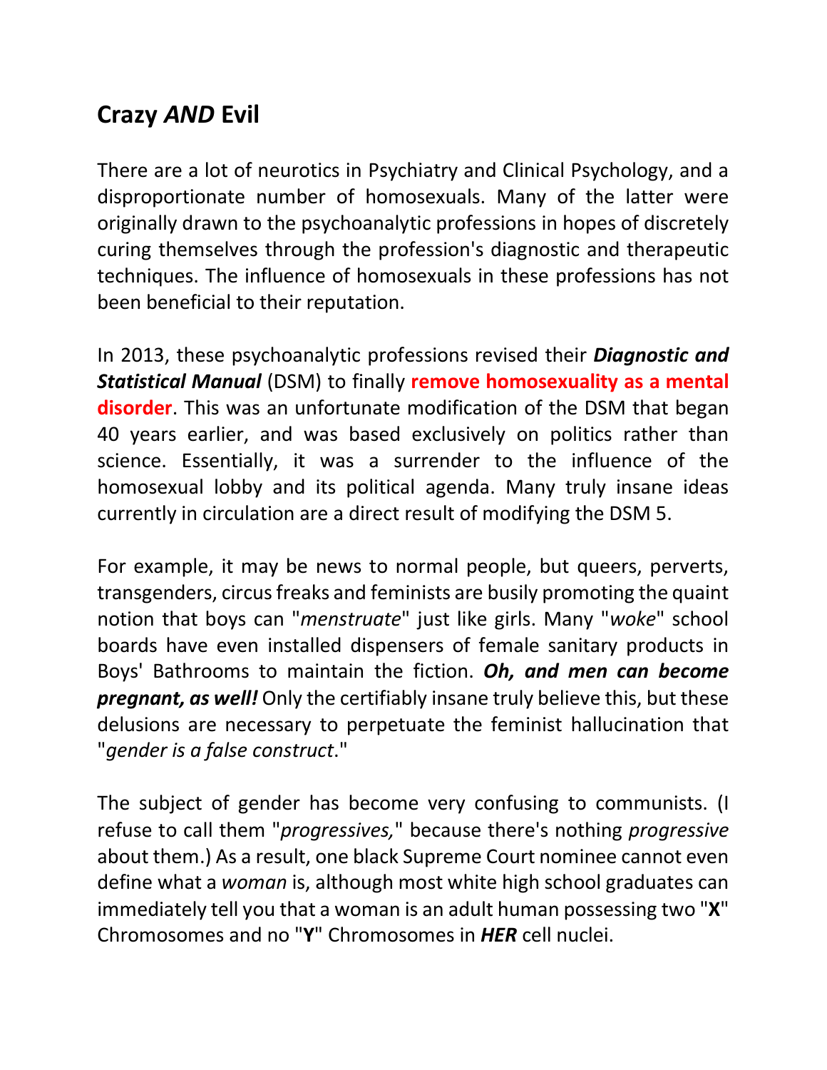# Crazy *AND* Evil

There are a lot of neurotics in Psychiatry and Clinical Psychology, and a disproportionate number of homosexuals. Many of the latter were originally drawn to the psychoanalytic professions in hopes of discretely curing themselves through the profession's diagnostic and therapeutic techniques. The influence of homosexuals in these professions has not been beneficial to their reputation.

In 2013, these psychoanalytic professions revised their ***Diagnostic and Statistical Manual*** (DSM) to finally **remove homosexuality as a mental disorder**. This was an unfortunate modification of the DSM that began 40 years earlier, and was based exclusively on politics rather than science. Essentially, it was a surrender to the influence of the homosexual lobby and its political agenda. Many truly insane ideas currently in circulation are a direct result of modifying the DSM 5.

For example, it may be news to normal people, but queers, perverts, transgenders, circus freaks and feminists are busily promoting the quaint notion that boys can "*menstruate*" just like girls. Many "*woke*" school boards have even installed dispensers of female sanitary products in Boys' Bathrooms to maintain the fiction. ***Oh, and men can become pregnant, as well!*** Only the certifiably insane truly believe this, but these delusions are necessary to perpetuate the feminist hallucination that "*gender is a false construct*."

The subject of gender has become very confusing to communists. (I refuse to call them "*progressives,*" because there's nothing *progressive* about them.) As a result, one black Supreme Court nominee cannot even define what a *woman* is, although most white high school graduates can immediately tell you that a woman is an adult human possessing two "**X**" Chromosomes and no "**Y**" Chromosomes in ***HER*** cell nuclei.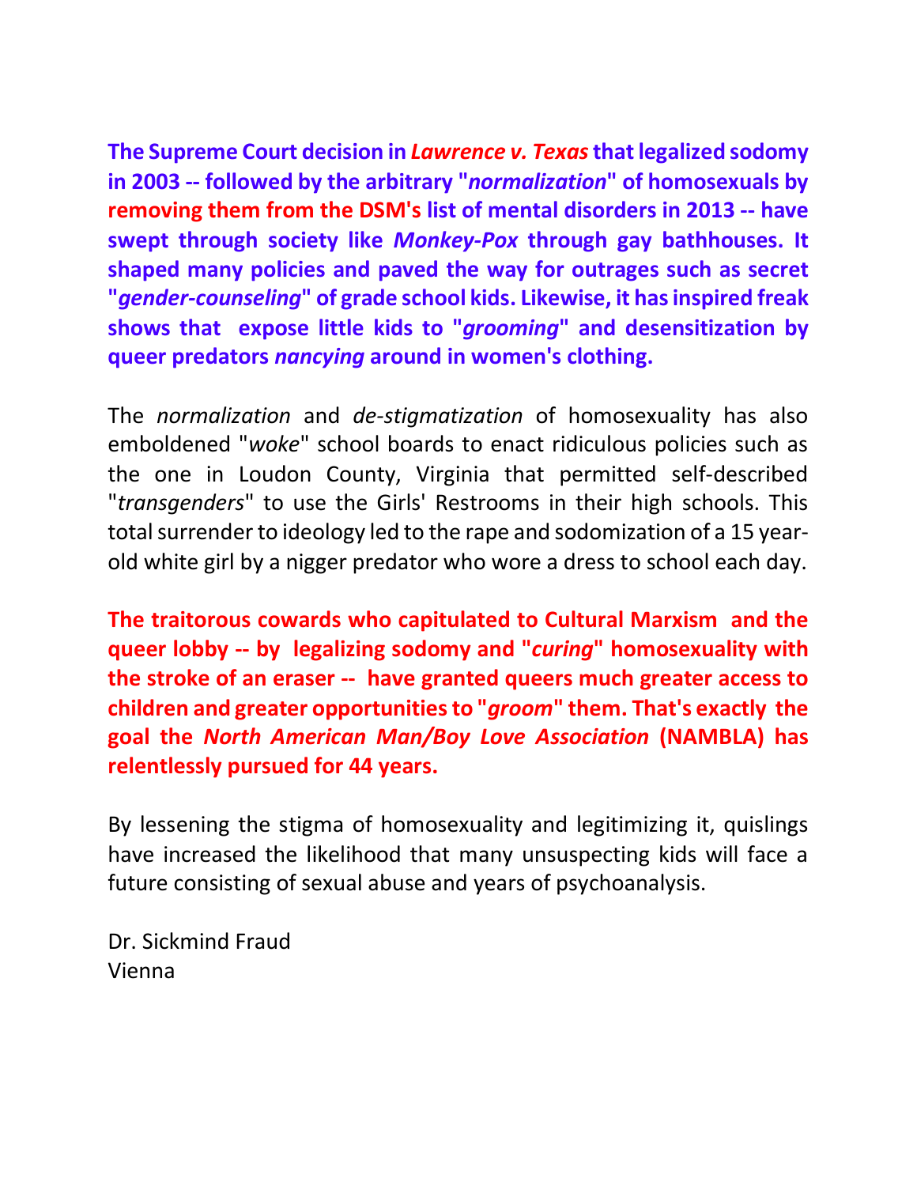**The Supreme Court decision in *Lawrence v. Texas* that legalized sodomy in 2003 -- followed by the arbitrary "*normalization*" of homosexuals by removing them from the DSM's list of mental disorders in 2013 -- have swept through society like *Monkey-Pox* through gay bathhouses. It shaped many policies and paved the way for outrages such as secret "*gender-counseling*" of grade school kids. Likewise, it has inspired freak shows that expose little kids to "*grooming*" and desensitization by queer predators *nancying* around in women's clothing.**

The *normalization* and *de-stigmatization* of homosexuality has also emboldened "*woke*" school boards to enact ridiculous policies such as the one in Loudon County, Virginia that permitted self-described "*transgenders*" to use the Girls' Restrooms in their high schools. This total surrender to ideology led to the rape and sodomization of a 15 year-old white girl by a nigger predator who wore a dress to school each day.

**The traitorous cowards who capitulated to Cultural Marxism and the queer lobby -- by legalizing sodomy and "*curing*" homosexuality with the stroke of an eraser -- have granted queers much greater access to children and greater opportunities to "*groom*" them. That's exactly the goal the *North American Man/Boy Love Association* (NAMBLA) has relentlessly pursued for 44 years.**

By lessening the stigma of homosexuality and legitimizing it, quislings have increased the likelihood that many unsuspecting kids will face a future consisting of sexual abuse and years of psychoanalysis.

Dr. Sickmind Fraud
Vienna